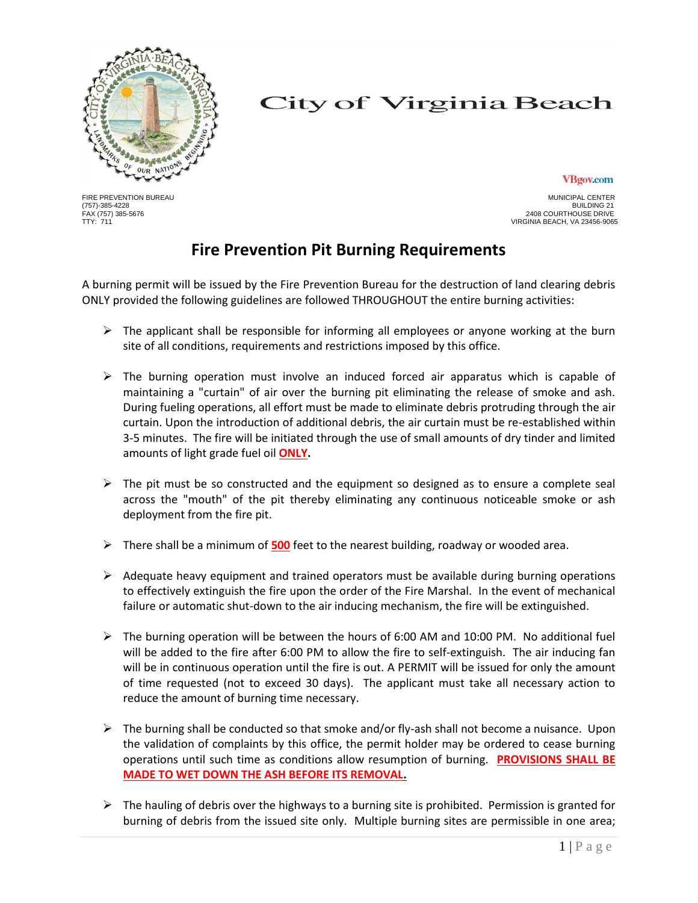# City of Virginia Beach

VBgov.com

FIRE PREVENTION BUREAU
(757)-385-4228
FAX (757) 385-5676
TTY: 711

MUNICIPAL CENTER
BUILDING 21
2408 COURTHOUSE DRIVE
VIRGINIA BEACH, VA 23456-9065

## Fire Prevention Pit Burning Requirements

A burning permit will be issued by the Fire Prevention Bureau for the destruction of land clearing debris ONLY provided the following guidelines are followed THROUGHOUT the entire burning activities:

- The applicant shall be responsible for informing all employees or anyone working at the burn site of all conditions, requirements and restrictions imposed by this office.
- The burning operation must involve an induced forced air apparatus which is capable of maintaining a "curtain" of air over the burning pit eliminating the release of smoke and ash. During fueling operations, all effort must be made to eliminate debris protruding through the air curtain. Upon the introduction of additional debris, the air curtain must be re-established within 3-5 minutes. The fire will be initiated through the use of small amounts of dry tinder and limited amounts of light grade fuel oil **ONLY.**
- The pit must be so constructed and the equipment so designed as to ensure a complete seal across the "mouth" of the pit thereby eliminating any continuous noticeable smoke or ash deployment from the fire pit.
- There shall be a minimum of **500** feet to the nearest building, roadway or wooded area.
- Adequate heavy equipment and trained operators must be available during burning operations to effectively extinguish the fire upon the order of the Fire Marshal. In the event of mechanical failure or automatic shut-down to the air inducing mechanism, the fire will be extinguished.
- The burning operation will be between the hours of 6:00 AM and 10:00 PM. No additional fuel will be added to the fire after 6:00 PM to allow the fire to self-extinguish. The air inducing fan will be in continuous operation until the fire is out. A PERMIT will be issued for only the amount of time requested (not to exceed 30 days). The applicant must take all necessary action to reduce the amount of burning time necessary.
- The burning shall be conducted so that smoke and/or fly-ash shall not become a nuisance. Upon the validation of complaints by this office, the permit holder may be ordered to cease burning operations until such time as conditions allow resumption of burning. **PROVISIONS SHALL BE MADE TO WET DOWN THE ASH BEFORE ITS REMOVAL.**
- The hauling of debris over the highways to a burning site is prohibited. Permission is granted for burning of debris from the issued site only. Multiple burning sites are permissible in one area;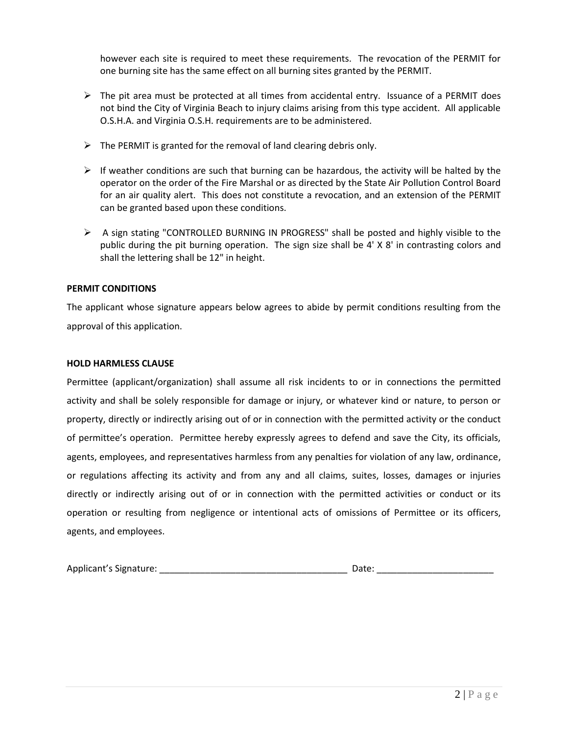however each site is required to meet these requirements. The revocation of the PERMIT for one burning site has the same effect on all burning sites granted by the PERMIT.

- The pit area must be protected at all times from accidental entry. Issuance of a PERMIT does not bind the City of Virginia Beach to injury claims arising from this type accident. All applicable O.S.H.A. and Virginia O.S.H. requirements are to be administered.
- The PERMIT is granted for the removal of land clearing debris only.
- If weather conditions are such that burning can be hazardous, the activity will be halted by the operator on the order of the Fire Marshal or as directed by the State Air Pollution Control Board for an air quality alert. This does not constitute a revocation, and an extension of the PERMIT can be granted based upon these conditions.
- A sign stating "CONTROLLED BURNING IN PROGRESS" shall be posted and highly visible to the public during the pit burning operation. The sign size shall be 4' X 8' in contrasting colors and shall the lettering shall be 12" in height.

**PERMIT CONDITIONS**

The applicant whose signature appears below agrees to abide by permit conditions resulting from the approval of this application.

**HOLD HARMLESS CLAUSE**

Permittee (applicant/organization) shall assume all risk incidents to or in connections the permitted activity and shall be solely responsible for damage or injury, or whatever kind or nature, to person or property, directly or indirectly arising out of or in connection with the permitted activity or the conduct of permittee's operation. Permittee hereby expressly agrees to defend and save the City, its officials, agents, employees, and representatives harmless from any penalties for violation of any law, ordinance, or regulations affecting its activity and from any and all claims, suites, losses, damages or injuries directly or indirectly arising out of or in connection with the permitted activities or conduct or its operation or resulting from negligence or intentional acts of omissions of Permittee or its officers, agents, and employees.

Applicant's Signature: _____________________________________ Date: ______________________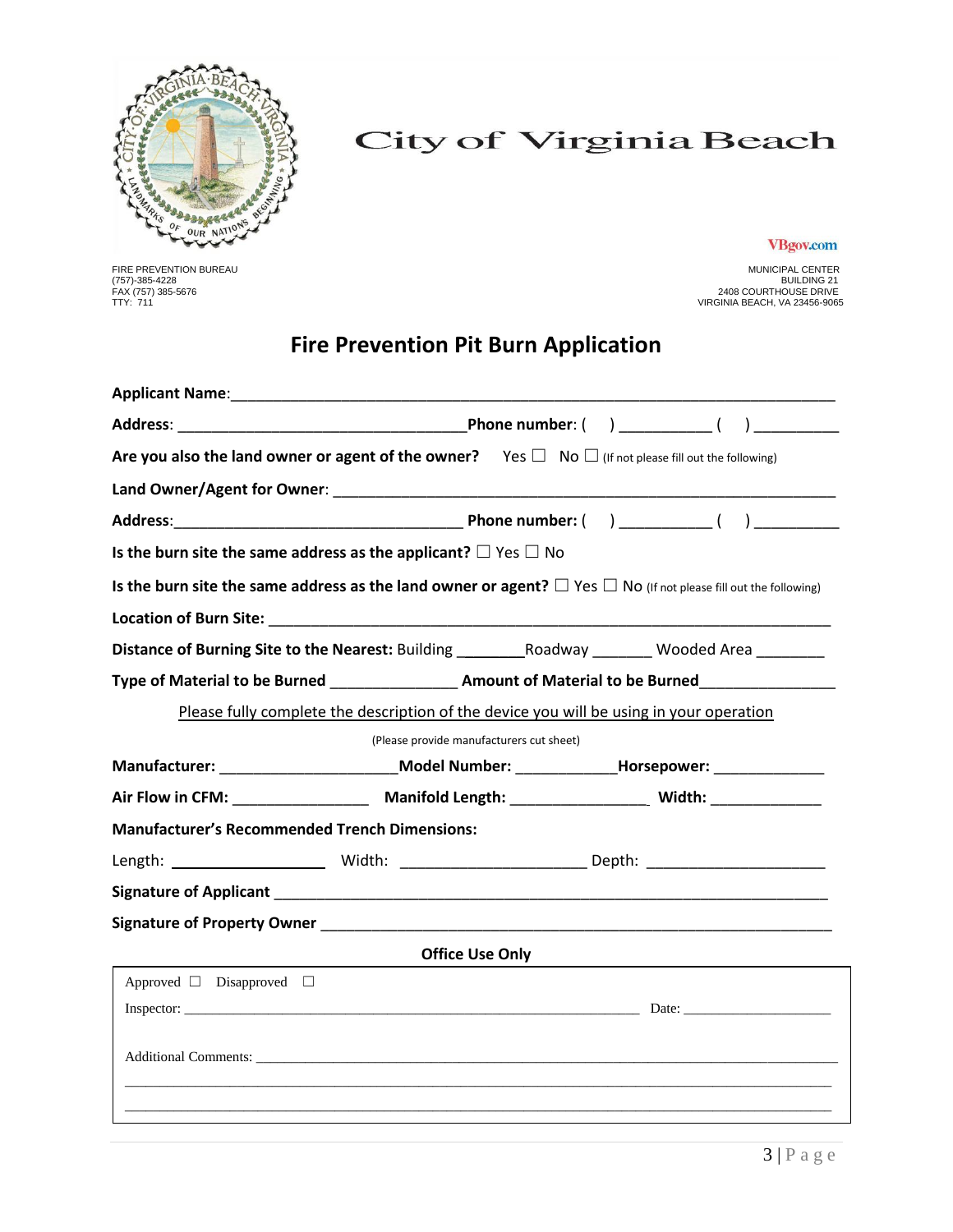# City of Virginia Beach

VBgov.com

FIRE PREVENTION BUREAU
(757)-385-4228
FAX (757) 385-5676
TTY: 711

MUNICIPAL CENTER
BUILDING 21
2408 COURTHOUSE DRIVE
VIRGINIA BEACH, VA 23456-9065

## Fire Prevention Pit Burn Application

**Applicant Name**:___________________________________________________________________

**Address**: ___________________________________**Phone number**: ( ) __________ ( ) __________

**Are you also the land owner or agent of the owner?** Yes ☐ No ☐ (If not please fill out the following)

**Land Owner/Agent for Owner**: _________________________________________________________

**Address**:___________________________________ **Phone number:** ( ) __________ ( ) __________

**Is the burn site the same address as the applicant?** ☐ Yes ☐ No

**Is the burn site the same address as the land owner or agent?** ☐ Yes ☐ No (If not please fill out the following)

**Location of Burn Site:** ______________________________________________________________

**Distance of Burning Site to the Nearest:** Building ________Roadway _______ Wooded Area ________

**Type of Material to be Burned** ______________ **Amount of Material to be Burned**_______________

Please fully complete the description of the device you will be using in your operation

(Please provide manufacturers cut sheet)

**Manufacturer:** ____________________**Model Number:** ___________**Horsepower:** ____________

**Air Flow in CFM:** _______________ **Manifold Length:** _______________ **Width:** ____________

**Manufacturer's Recommended Trench Dimensions:**

Length: _________________ Width: ____________________ Depth: ____________________

**Signature of Applicant** _______________________________________________________________

**Signature of Property Owner** __________________________________________________________

**Office Use Only**

Approved ☐ Disapproved ☐

Inspector: ________________________________________________________ Date: ___________________

Additional Comments: ______________________________________________________________________

_________________________________________________________________________________________

_________________________________________________________________________________________